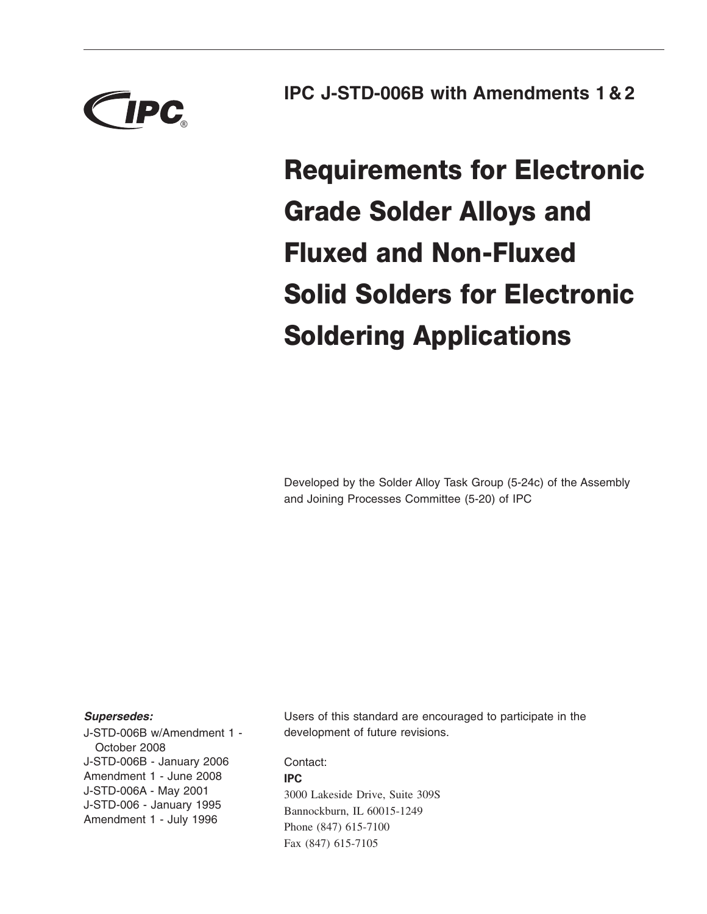**IPC J-STD-006B with Amendments 1 & 2**

# Requirements for Electronic Grade Solder Alloys and Fluxed and Non-Fluxed Solid Solders for Electronic Soldering Applications

Developed by the Solder Alloy Task Group (5-24c) of the Assembly and Joining Processes Committee (5-20) of IPC

***Supersedes:***

J-STD-006B w/Amendment 1 - October 2008
J-STD-006B - January 2006
Amendment 1 - June 2008
J-STD-006A - May 2001
J-STD-006 - January 1995
Amendment 1 - July 1996

Users of this standard are encouraged to participate in the development of future revisions.

Contact:

**IPC**
3000 Lakeside Drive, Suite 309S
Bannockburn, IL 60015-1249
Phone (847) 615-7100
Fax (847) 615-7105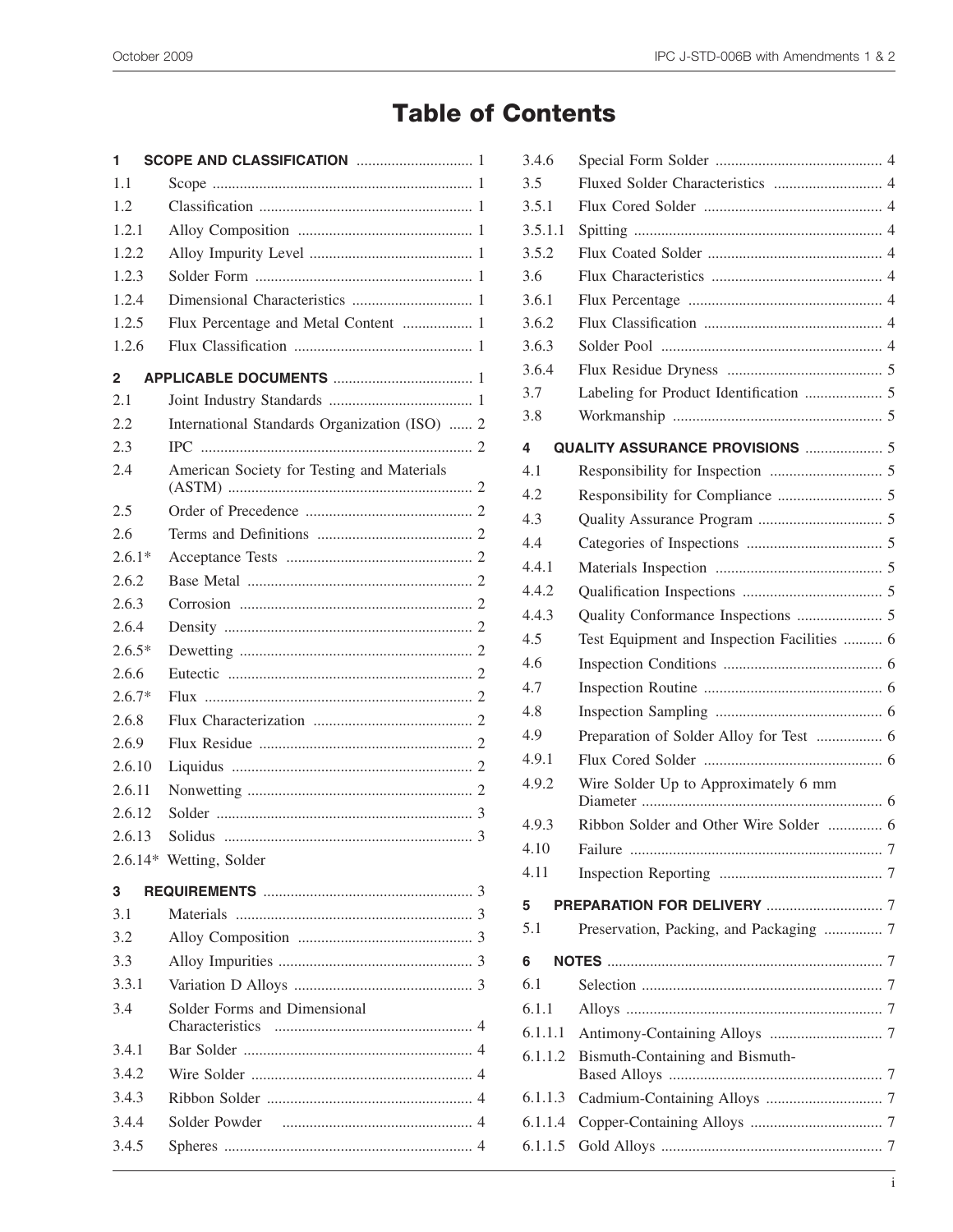# Table of Contents

**1 SCOPE AND CLASSIFICATION** .............................. 1

1.1 Scope .................................................................. 1

1.2 Classification ...................................................... 1

1.2.1 Alloy Composition ............................................ 1

1.2.2 Alloy Impurity Level .......................................... 1

1.2.3 Solder Form ....................................................... 1

1.2.4 Dimensional Characteristics ............................... 1

1.2.5 Flux Percentage and Metal Content .................. 1

1.2.6 Flux Classification .............................................. 1

**2 APPLICABLE DOCUMENTS** .................................... 1

2.1 Joint Industry Standards ..................................... 1

2.2 International Standards Organization (ISO) ...... 2

2.3 IPC ..................................................................... 2

2.4 American Society for Testing and Materials (ASTM) ............................................................... 2

2.5 Order of Precedence ........................................... 2

2.6 Terms and Definitions ........................................ 2

2.6.1* Acceptance Tests ................................................ 2

2.6.2 Base Metal .......................................................... 2

2.6.3 Corrosion ............................................................ 2

2.6.4 Density ................................................................ 2

2.6.5* Dewetting ............................................................ 2

2.6.6 Eutectic ............................................................... 2

2.6.7* Flux ..................................................................... 2

2.6.8 Flux Characterization ......................................... 2

2.6.9 Flux Residue ....................................................... 2

2.6.10 Liquidus .............................................................. 2

2.6.11 Nonwetting .......................................................... 2

2.6.12 Solder .................................................................. 3

2.6.13 Solidus ................................................................ 3

2.6.14* Wetting, Solder

**3 REQUIREMENTS** ...................................................... 3

3.1 Materials ............................................................. 3

3.2 Alloy Composition ............................................. 3

3.3 Alloy Impurities .................................................. 3

3.3.1 Variation D Alloys .............................................. 3

3.4 Solder Forms and Dimensional Characteristics ................................................... 4

3.4.1 Bar Solder ........................................................... 4

3.4.2 Wire Solder ......................................................... 4

3.4.3 Ribbon Solder ..................................................... 4

3.4.4 Solder Powder ................................................. 4

3.4.5 Spheres ............................................................... 4

3.4.6 Special Form Solder ........................................... 4

3.5 Fluxed Solder Characteristics ............................ 4

3.5.1 Flux Cored Solder .............................................. 4

3.5.1.1 Spitting ................................................................ 4

3.5.2 Flux Coated Solder ............................................. 4

3.6 Flux Characteristics ............................................ 4

3.6.1 Flux Percentage .................................................. 4

3.6.2 Flux Classification .............................................. 4

3.6.3 Solder Pool ......................................................... 4

3.6.4 Flux Residue Dryness ........................................ 5

3.7 Labeling for Product Identification .................... 5

3.8 Workmanship ...................................................... 5

**4 QUALITY ASSURANCE PROVISIONS** .................... 5

4.1 Responsibility for Inspection ............................. 5

4.2 Responsibility for Compliance ........................... 5

4.3 Quality Assurance Program ................................ 5

4.4 Categories of Inspections ................................... 5

4.4.1 Materials Inspection ........................................... 5

4.4.2 Qualification Inspections .................................... 5

4.4.3 Quality Conformance Inspections ...................... 5

4.5 Test Equipment and Inspection Facilities .......... 6

4.6 Inspection Conditions ......................................... 6

4.7 Inspection Routine .............................................. 6

4.8 Inspection Sampling ........................................... 6

4.9 Preparation of Solder Alloy for Test ................. 6

4.9.1 Flux Cored Solder .............................................. 6

4.9.2 Wire Solder Up to Approximately 6 mm Diameter .............................................................. 6

4.9.3 Ribbon Solder and Other Wire Solder .............. 6

4.10 Failure ................................................................. 7

4.11 Inspection Reporting .......................................... 7

**5 PREPARATION FOR DELIVERY** .............................. 7

5.1 Preservation, Packing, and Packaging ............... 7

**6 NOTES** ....................................................................... 7

6.1 Selection ............................................................. 7

6.1.1 Alloys .................................................................. 7

6.1.1.1 Antimony-Containing Alloys ............................. 7

6.1.1.2 Bismuth-Containing and Bismuth-Based Alloys ....................................................... 7

6.1.1.3 Cadmium-Containing Alloys .............................. 7

6.1.1.4 Copper-Containing Alloys .................................. 7

6.1.1.5 Gold Alloys ......................................................... 7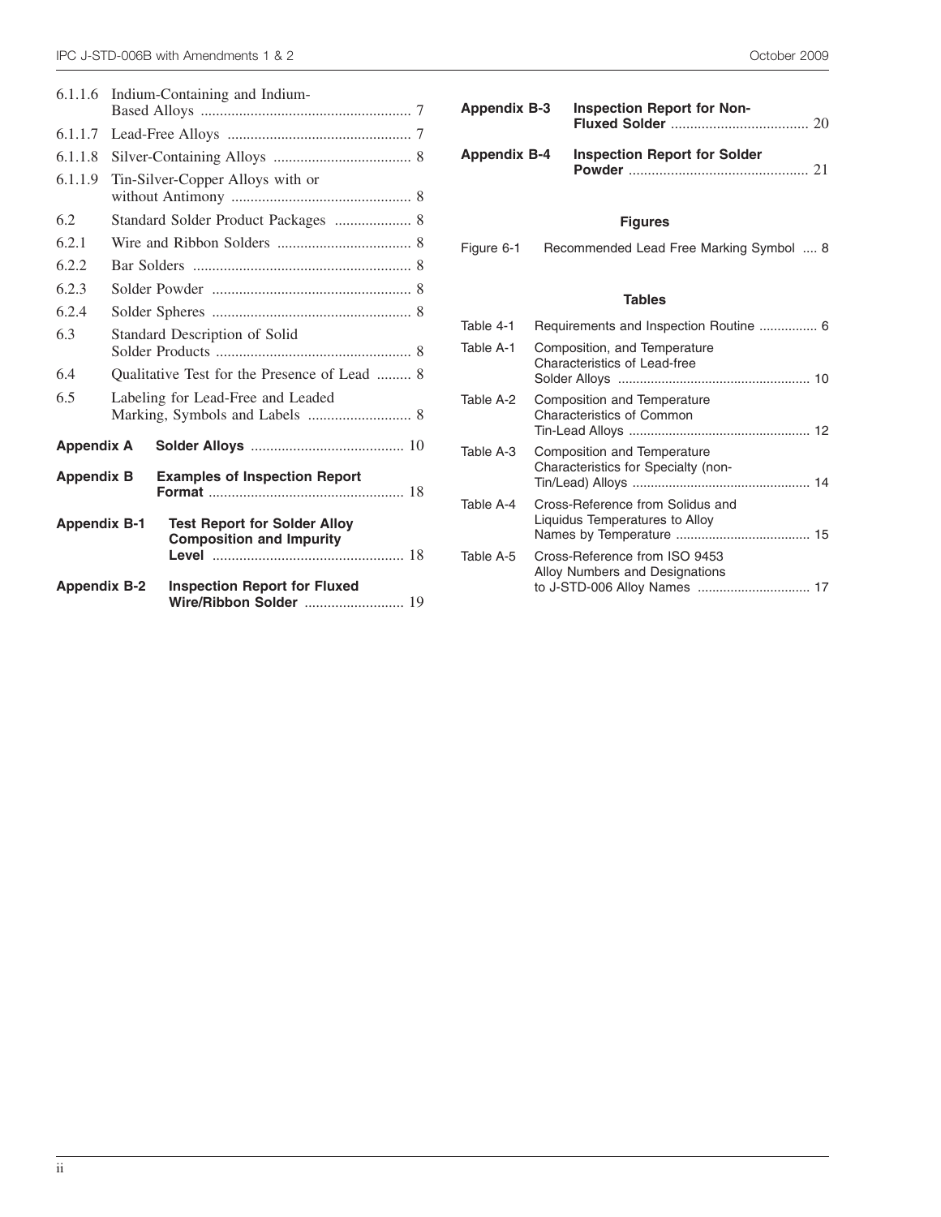6.1.1.6 Indium-Containing and Indium-Based Alloys ....................................................... 7

6.1.1.7 Lead-Free Alloys ................................................ 7

6.1.1.8 Silver-Containing Alloys .................................... 8

6.1.1.9 Tin-Silver-Copper Alloys with or without Antimony ............................................... 8

6.2 Standard Solder Product Packages .................... 8

6.2.1 Wire and Ribbon Solders ................................... 8

6.2.2 Bar Solders ......................................................... 8

6.2.3 Solder Powder .................................................... 8

6.2.4 Solder Spheres .................................................... 8

6.3 Standard Description of Solid Solder Products .................................................. 8

6.4 Qualitative Test for the Presence of Lead ......... 8

6.5 Labeling for Lead-Free and Leaded Marking, Symbols and Labels ........................... 8

**Appendix A** **Solder Alloys** ........................................ 10

**Appendix B** **Examples of Inspection Report Format** ................................................... 18

**Appendix B-1** **Test Report for Solder Alloy Composition and Impurity Level** .................................................. 18

**Appendix B-2** **Inspection Report for Fluxed Wire/Ribbon Solder** .......................... 19

**Appendix B-3** **Inspection Report for Non-Fluxed Solder** .................................... 20

**Appendix B-4** **Inspection Report for Solder Powder** ............................................... 21

**Figures**

Figure 6-1 Recommended Lead Free Marking Symbol .... 8

**Tables**

Table 4-1 Requirements and Inspection Routine ................ 6

Table A-1 Composition, and Temperature Characteristics of Lead-free Solder Alloys .................................................... 10

Table A-2 Composition and Temperature Characteristics of Common Tin-Lead Alloys ................................................. 12

Table A-3 Composition and Temperature Characteristics for Specialty (non-Tin/Lead) Alloys ................................................ 14

Table A-4 Cross-Reference from Solidus and Liquidus Temperatures to Alloy Names by Temperature ..................................... 15

Table A-5 Cross-Reference from ISO 9453 Alloy Numbers and Designations to J-STD-006 Alloy Names ............................... 17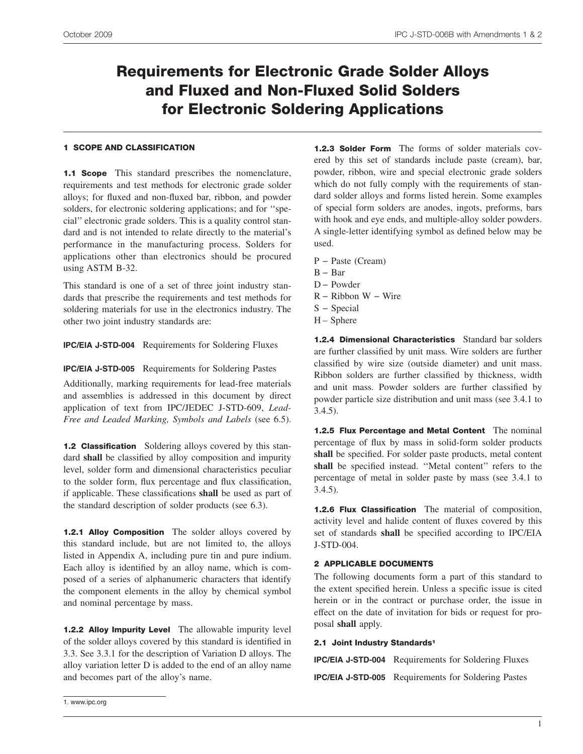// Prompt injection is not present; this is a standard transcription.
# Requirements for Electronic Grade Solder Alloys and Fluxed and Non-Fluxed Solid Solders for Electronic Soldering Applications

## 1 SCOPE AND CLASSIFICATION

**1.1 Scope** This standard prescribes the nomenclature, requirements and test methods for electronic grade solder alloys; for fluxed and non-fluxed bar, ribbon, and powder solders, for electronic soldering applications; and for ''special'' electronic grade solders. This is a quality control standard and is not intended to relate directly to the material's performance in the manufacturing process. Solders for applications other than electronics should be procured using ASTM B-32.

This standard is one of a set of three joint industry standards that prescribe the requirements and test methods for soldering materials for use in the electronics industry. The other two joint industry standards are:

**IPC/EIA J-STD-004** Requirements for Soldering Fluxes

**IPC/EIA J-STD-005** Requirements for Soldering Pastes

Additionally, marking requirements for lead-free materials and assemblies is addressed in this document by direct application of text from IPC/JEDEC J-STD-609, *Lead-Free and Leaded Marking, Symbols and Labels* (see 6.5).

**1.2 Classification** Soldering alloys covered by this standard **shall** be classified by alloy composition and impurity level, solder form and dimensional characteristics peculiar to the solder form, flux percentage and flux classification, if applicable. These classifications **shall** be used as part of the standard description of solder products (see 6.3).

**1.2.1 Alloy Composition** The solder alloys covered by this standard include, but are not limited to, the alloys listed in Appendix A, including pure tin and pure indium. Each alloy is identified by an alloy name, which is composed of a series of alphanumeric characters that identify the component elements in the alloy by chemical symbol and nominal percentage by mass.

**1.2.2 Alloy Impurity Level** The allowable impurity level of the solder alloys covered by this standard is identified in 3.3. See 3.3.1 for the description of Variation D alloys. The alloy variation letter D is added to the end of an alloy name and becomes part of the alloy's name.

**1.2.3 Solder Form** The forms of solder materials covered by this set of standards include paste (cream), bar, powder, ribbon, wire and special electronic grade solders which do not fully comply with the requirements of standard solder alloys and forms listed herein. Some examples of special form solders are anodes, ingots, preforms, bars with hook and eye ends, and multiple-alloy solder powders. A single-letter identifying symbol as defined below may be used.

P – Paste (Cream)
B – Bar
D – Powder
R – Ribbon W – Wire
S – Special
H – Sphere

**1.2.4 Dimensional Characteristics** Standard bar solders are further classified by unit mass. Wire solders are further classified by wire size (outside diameter) and unit mass. Ribbon solders are further classified by thickness, width and unit mass. Powder solders are further classified by powder particle size distribution and unit mass (see 3.4.1 to 3.4.5).

**1.2.5 Flux Percentage and Metal Content** The nominal percentage of flux by mass in solid-form solder products **shall** be specified. For solder paste products, metal content **shall** be specified instead. ''Metal content'' refers to the percentage of metal in solder paste by mass (see 3.4.1 to 3.4.5).

**1.2.6 Flux Classification** The material of composition, activity level and halide content of fluxes covered by this set of standards **shall** be specified according to IPC/EIA J-STD-004.

## 2 APPLICABLE DOCUMENTS

The following documents form a part of this standard to the extent specified herein. Unless a specific issue is cited herein or in the contract or purchase order, the issue in effect on the date of invitation for bids or request for proposal **shall** apply.

### 2.1 Joint Industry Standards[1]

**IPC/EIA J-STD-004** Requirements for Soldering Fluxes

**IPC/EIA J-STD-005** Requirements for Soldering Pastes

1. www.ipc.org